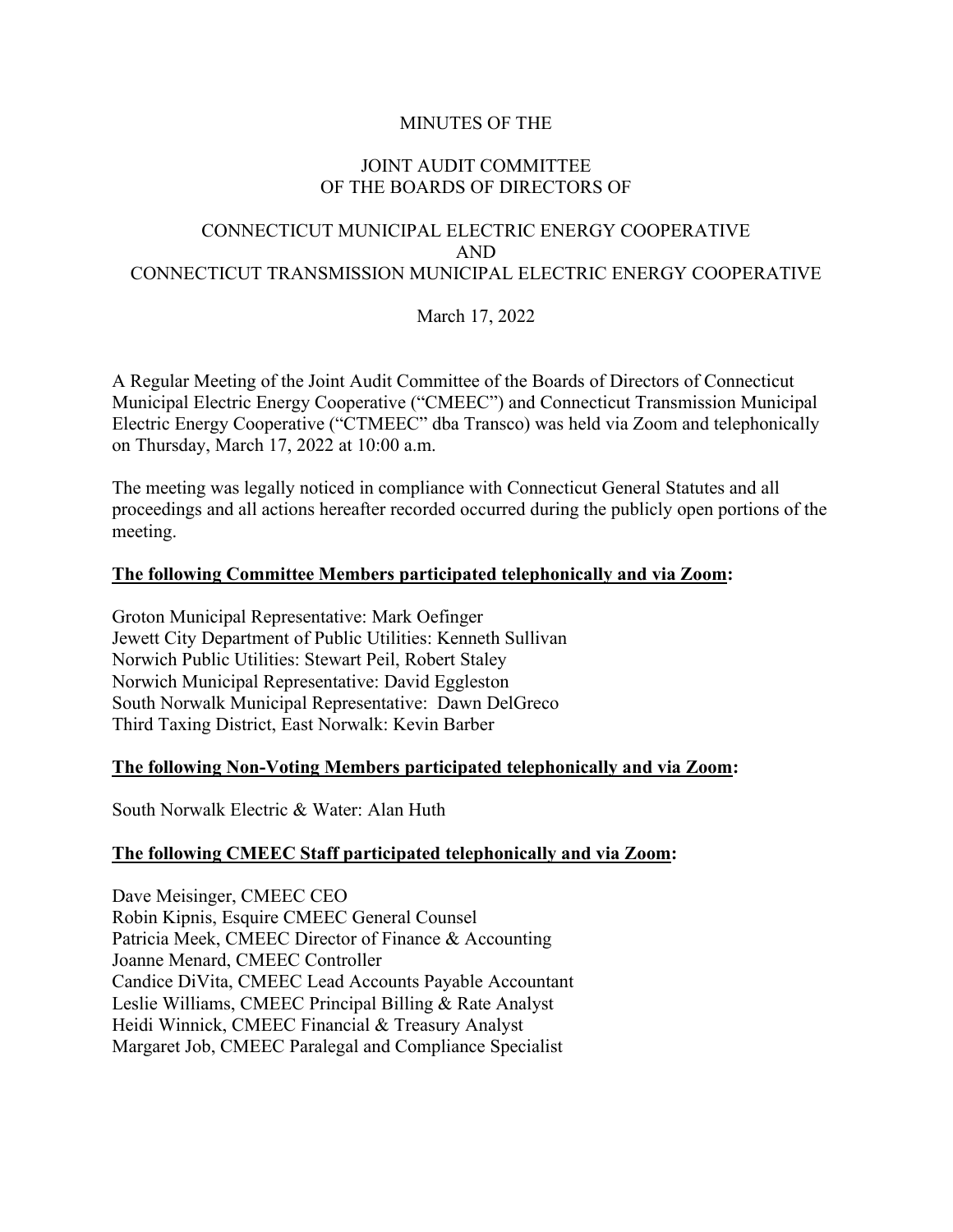MINUTES OF THE

JOINT AUDIT COMMITTEE
OF THE BOARDS OF DIRECTORS OF

CONNECTICUT MUNICIPAL ELECTRIC ENERGY COOPERATIVE
AND
CONNECTICUT TRANSMISSION MUNICIPAL ELECTRIC ENERGY COOPERATIVE

March 17, 2022

A Regular Meeting of the Joint Audit Committee of the Boards of Directors of Connecticut Municipal Electric Energy Cooperative ("CMEEC") and Connecticut Transmission Municipal Electric Energy Cooperative ("CTMEEC" dba Transco) was held via Zoom and telephonically on Thursday, March 17, 2022 at 10:00 a.m.

The meeting was legally noticed in compliance with Connecticut General Statutes and all proceedings and all actions hereafter recorded occurred during the publicly open portions of the meeting.

**The following Committee Members participated telephonically and via Zoom:**

Groton Municipal Representative: Mark Oefinger
Jewett City Department of Public Utilities: Kenneth Sullivan
Norwich Public Utilities: Stewart Peil, Robert Staley
Norwich Municipal Representative: David Eggleston
South Norwalk Municipal Representative: Dawn DelGreco
Third Taxing District, East Norwalk: Kevin Barber

**The following Non-Voting Members participated telephonically and via Zoom:**

South Norwalk Electric & Water: Alan Huth

**The following CMEEC Staff participated telephonically and via Zoom:**

Dave Meisinger, CMEEC CEO
Robin Kipnis, Esquire CMEEC General Counsel
Patricia Meek, CMEEC Director of Finance & Accounting
Joanne Menard, CMEEC Controller
Candice DiVita, CMEEC Lead Accounts Payable Accountant
Leslie Williams, CMEEC Principal Billing & Rate Analyst
Heidi Winnick, CMEEC Financial & Treasury Analyst
Margaret Job, CMEEC Paralegal and Compliance Specialist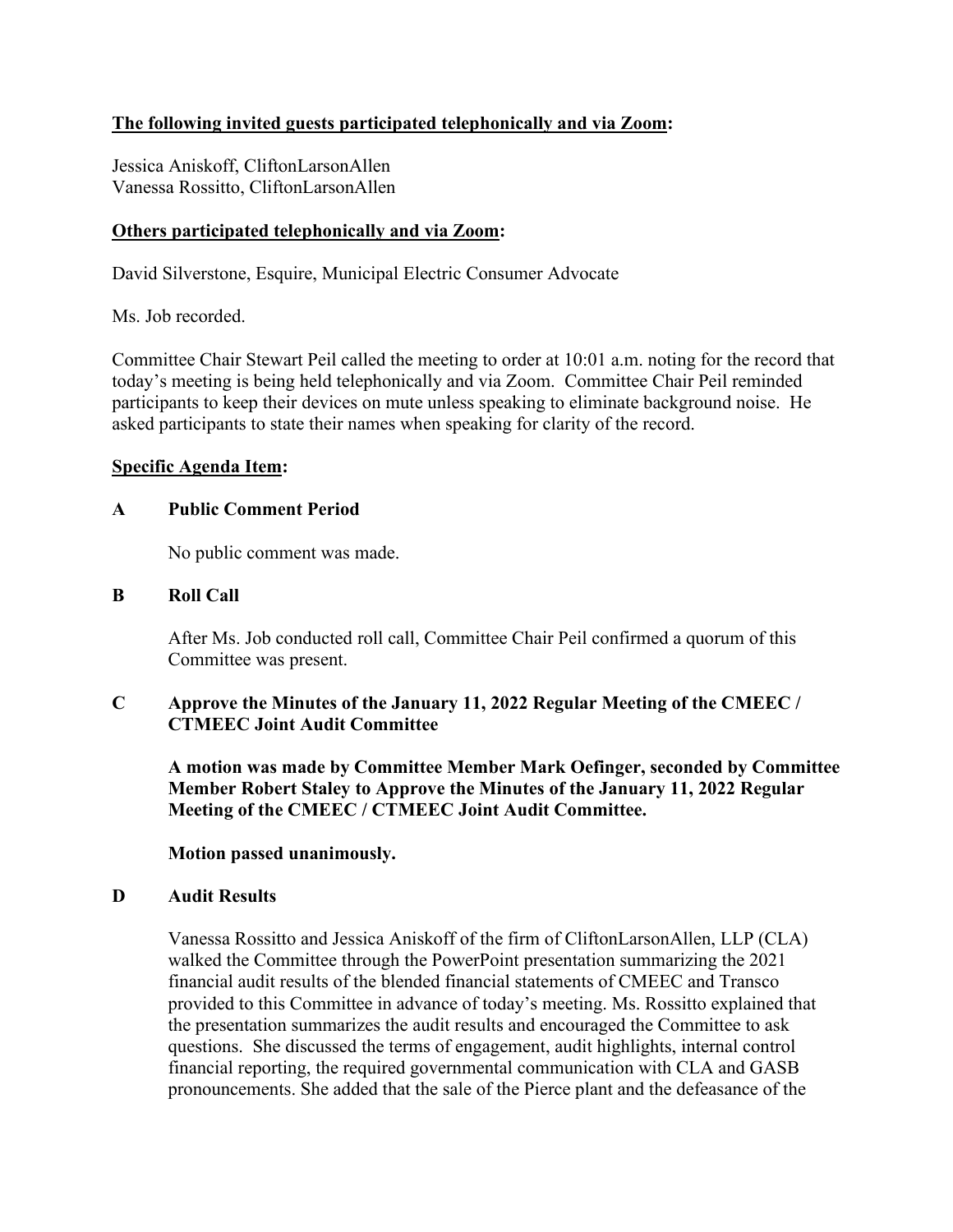**The following invited guests participated telephonically and via Zoom:**

Jessica Aniskoff, CliftonLarsonAllen
Vanessa Rossitto, CliftonLarsonAllen

**Others participated telephonically and via Zoom:**

David Silverstone, Esquire, Municipal Electric Consumer Advocate

Ms. Job recorded.

Committee Chair Stewart Peil called the meeting to order at 10:01 a.m. noting for the record that today's meeting is being held telephonically and via Zoom. Committee Chair Peil reminded participants to keep their devices on mute unless speaking to eliminate background noise. He asked participants to state their names when speaking for clarity of the record.

**Specific Agenda Item:**

**A Public Comment Period**

No public comment was made.

**B Roll Call**

After Ms. Job conducted roll call, Committee Chair Peil confirmed a quorum of this Committee was present.

**C Approve the Minutes of the January 11, 2022 Regular Meeting of the CMEEC / CTMEEC Joint Audit Committee**

**A motion was made by Committee Member Mark Oefinger, seconded by Committee Member Robert Staley to Approve the Minutes of the January 11, 2022 Regular Meeting of the CMEEC / CTMEEC Joint Audit Committee.**

**Motion passed unanimously.**

**D Audit Results**

Vanessa Rossitto and Jessica Aniskoff of the firm of CliftonLarsonAllen, LLP (CLA) walked the Committee through the PowerPoint presentation summarizing the 2021 financial audit results of the blended financial statements of CMEEC and Transco provided to this Committee in advance of today's meeting. Ms. Rossitto explained that the presentation summarizes the audit results and encouraged the Committee to ask questions. She discussed the terms of engagement, audit highlights, internal control financial reporting, the required governmental communication with CLA and GASB pronouncements. She added that the sale of the Pierce plant and the defeasance of the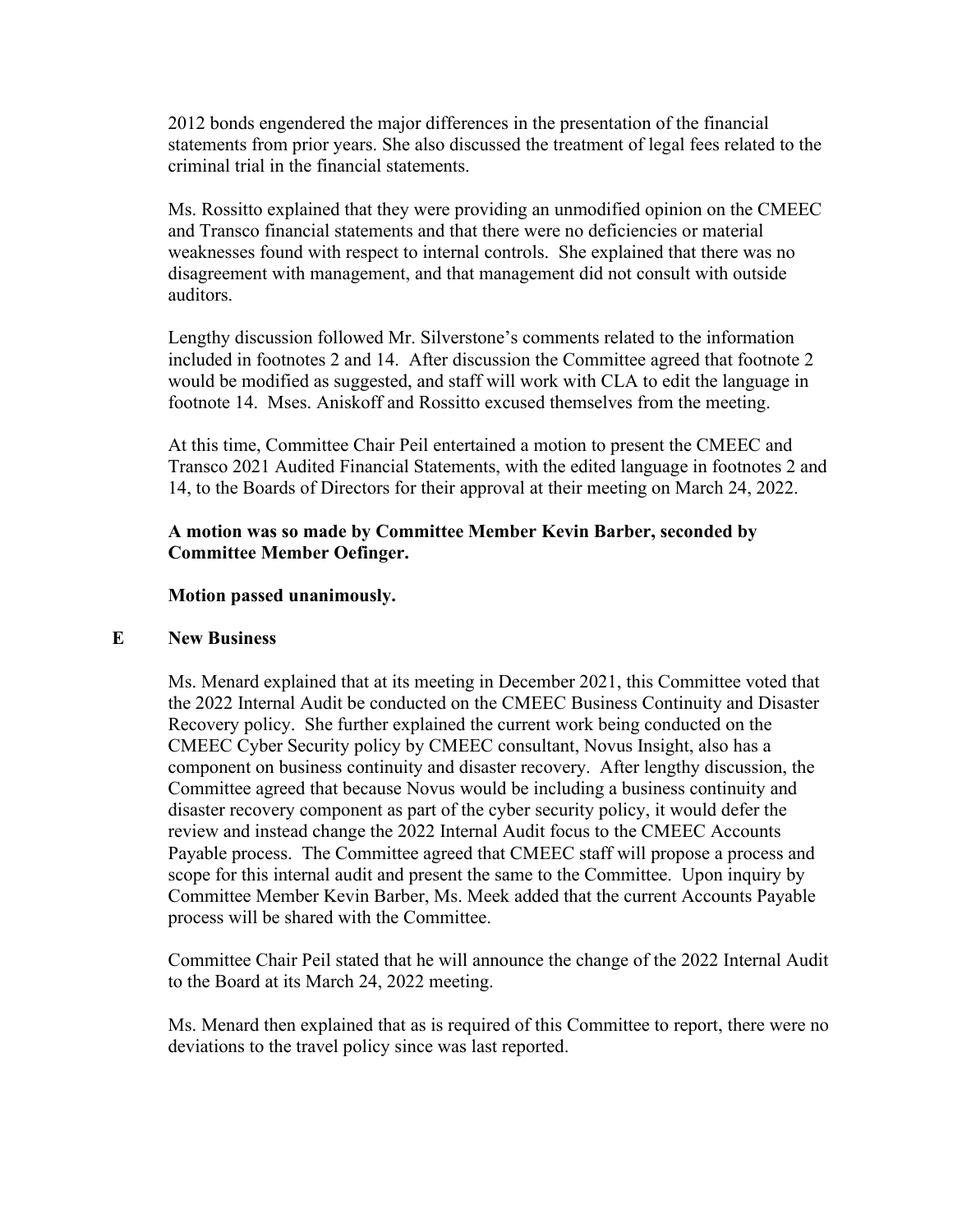2012 bonds engendered the major differences in the presentation of the financial statements from prior years. She also discussed the treatment of legal fees related to the criminal trial in the financial statements.

Ms. Rossitto explained that they were providing an unmodified opinion on the CMEEC and Transco financial statements and that there were no deficiencies or material weaknesses found with respect to internal controls. She explained that there was no disagreement with management, and that management did not consult with outside auditors.

Lengthy discussion followed Mr. Silverstone's comments related to the information included in footnotes 2 and 14. After discussion the Committee agreed that footnote 2 would be modified as suggested, and staff will work with CLA to edit the language in footnote 14. Mses. Aniskoff and Rossitto excused themselves from the meeting.

At this time, Committee Chair Peil entertained a motion to present the CMEEC and Transco 2021 Audited Financial Statements, with the edited language in footnotes 2 and 14, to the Boards of Directors for their approval at their meeting on March 24, 2022.

**A motion was so made by Committee Member Kevin Barber, seconded by Committee Member Oefinger.**

**Motion passed unanimously.**

## E New Business

Ms. Menard explained that at its meeting in December 2021, this Committee voted that the 2022 Internal Audit be conducted on the CMEEC Business Continuity and Disaster Recovery policy. She further explained the current work being conducted on the CMEEC Cyber Security policy by CMEEC consultant, Novus Insight, also has a component on business continuity and disaster recovery. After lengthy discussion, the Committee agreed that because Novus would be including a business continuity and disaster recovery component as part of the cyber security policy, it would defer the review and instead change the 2022 Internal Audit focus to the CMEEC Accounts Payable process. The Committee agreed that CMEEC staff will propose a process and scope for this internal audit and present the same to the Committee. Upon inquiry by Committee Member Kevin Barber, Ms. Meek added that the current Accounts Payable process will be shared with the Committee.

Committee Chair Peil stated that he will announce the change of the 2022 Internal Audit to the Board at its March 24, 2022 meeting.

Ms. Menard then explained that as is required of this Committee to report, there were no deviations to the travel policy since was last reported.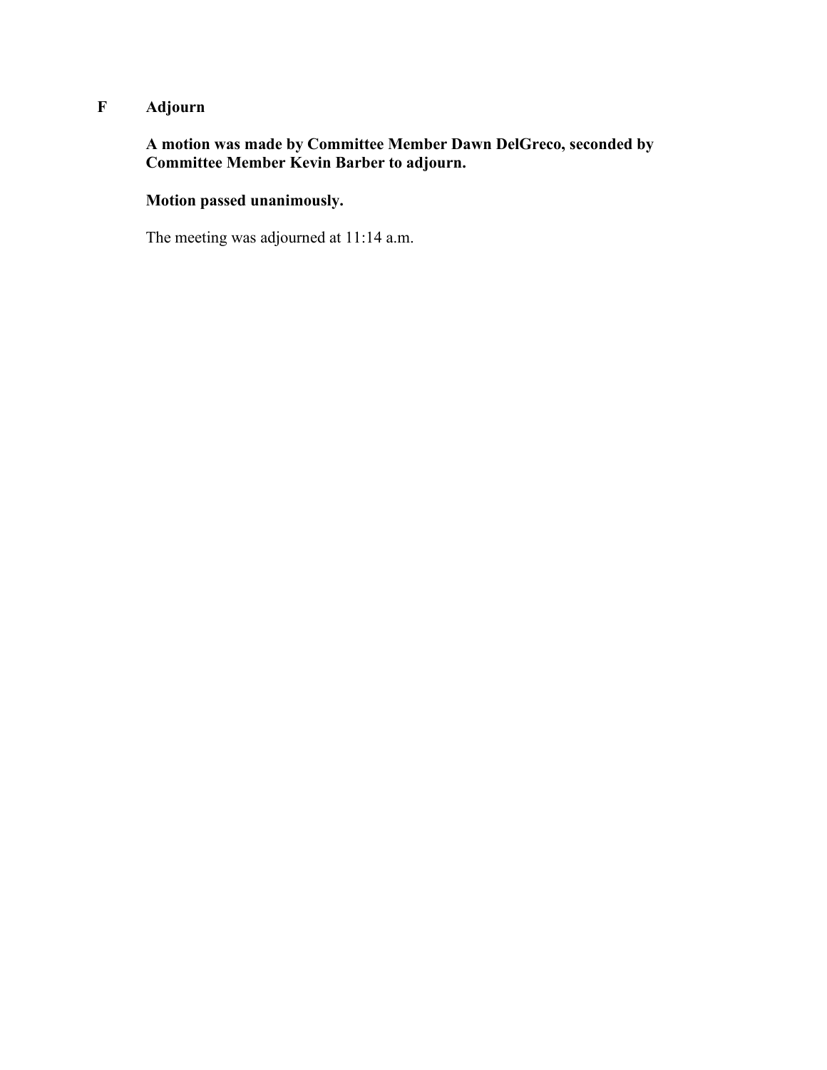## F Adjourn

**A motion was made by Committee Member Dawn DelGreco, seconded by Committee Member Kevin Barber to adjourn.**

**Motion passed unanimously.**

The meeting was adjourned at 11:14 a.m.